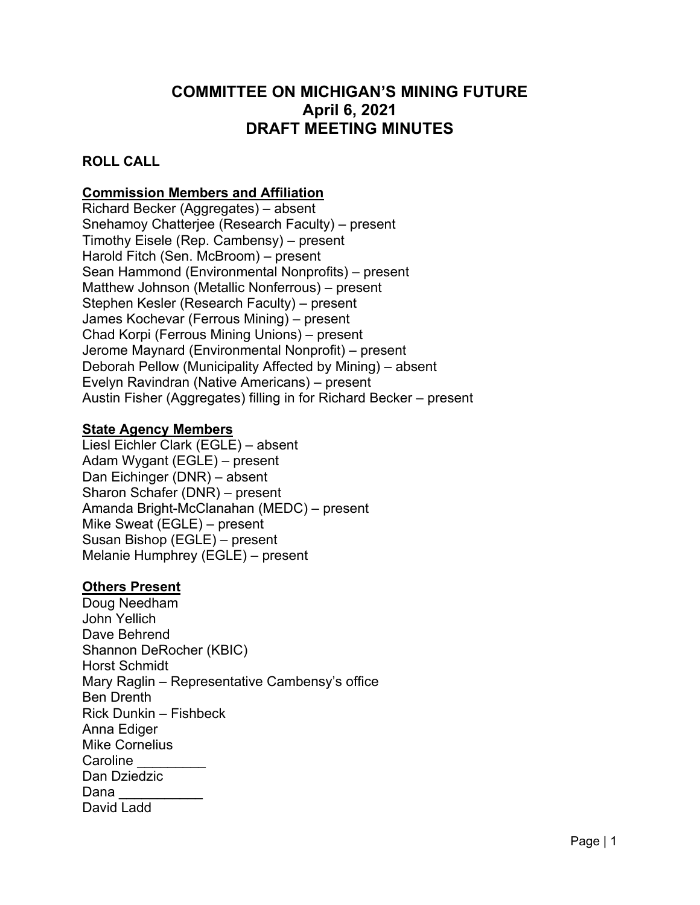# COMMITTEE ON MICHIGAN'S MINING FUTURE
# April 6, 2021
# DRAFT MEETING MINUTES

## ROLL CALL

### Commission Members and Affiliation

Richard Becker (Aggregates) – absent
Snehamoy Chatterjee (Research Faculty) – present
Timothy Eisele (Rep. Cambensy) – present
Harold Fitch (Sen. McBroom) – present
Sean Hammond (Environmental Nonprofits) – present
Matthew Johnson (Metallic Nonferrous) – present
Stephen Kesler (Research Faculty) – present
James Kochevar (Ferrous Mining) – present
Chad Korpi (Ferrous Mining Unions) – present
Jerome Maynard (Environmental Nonprofit) – present
Deborah Pellow (Municipality Affected by Mining) – absent
Evelyn Ravindran (Native Americans) – present
Austin Fisher (Aggregates) filling in for Richard Becker – present

### State Agency Members

Liesl Eichler Clark (EGLE) – absent
Adam Wygant (EGLE) – present
Dan Eichinger (DNR) – absent
Sharon Schafer (DNR) – present
Amanda Bright-McClanahan (MEDC) – present
Mike Sweat (EGLE) – present
Susan Bishop (EGLE) – present
Melanie Humphrey (EGLE) – present

### Others Present

Doug Needham
John Yellich
Dave Behrend
Shannon DeRocher (KBIC)
Horst Schmidt
Mary Raglin – Representative Cambensy's office
Ben Drenth
Rick Dunkin – Fishbeck
Anna Ediger
Mike Cornelius
Caroline _________
Dan Dziedzic
Dana ___________
David Ladd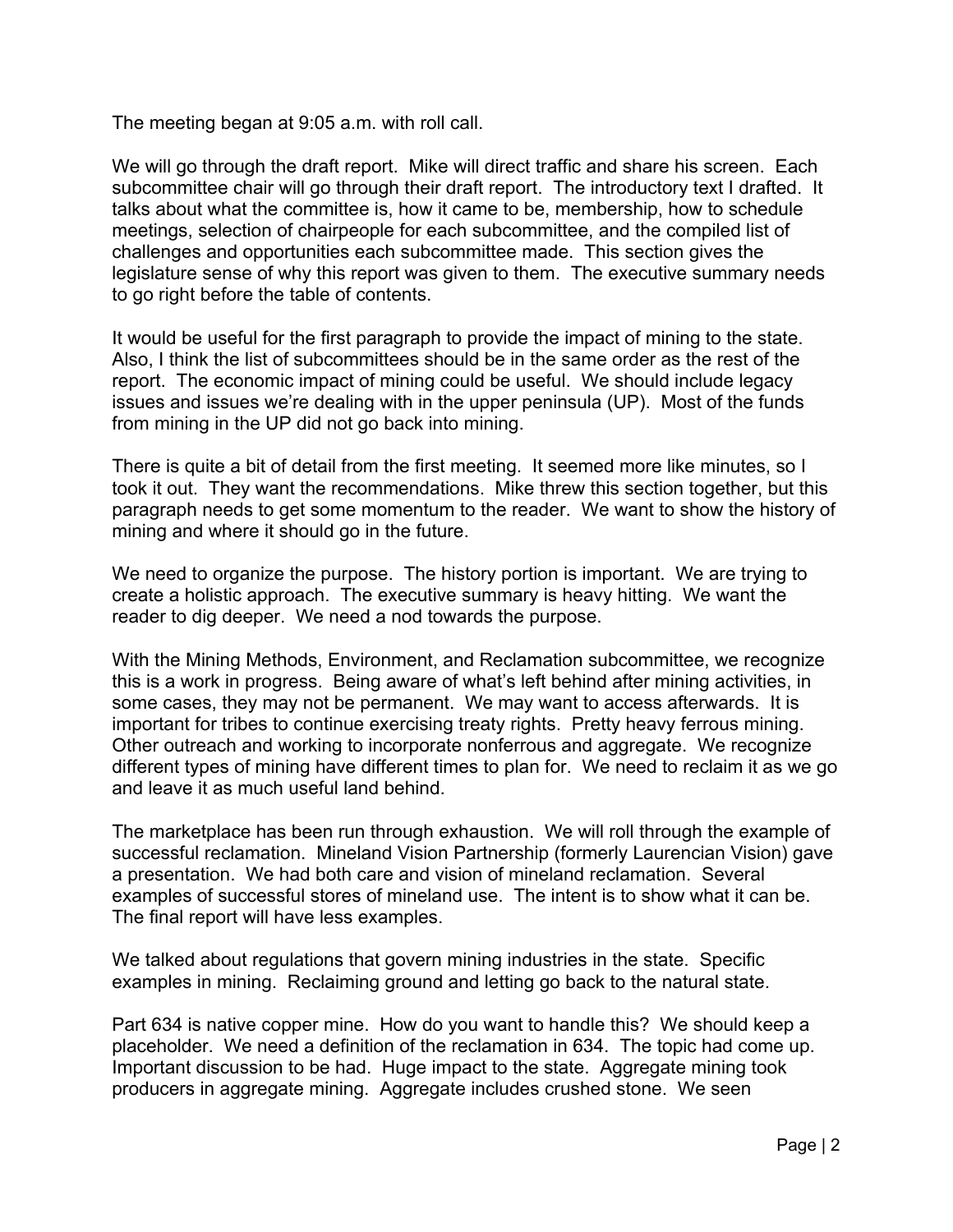The meeting began at 9:05 a.m. with roll call.

We will go through the draft report. Mike will direct traffic and share his screen. Each subcommittee chair will go through their draft report. The introductory text I drafted. It talks about what the committee is, how it came to be, membership, how to schedule meetings, selection of chairpeople for each subcommittee, and the compiled list of challenges and opportunities each subcommittee made. This section gives the legislature sense of why this report was given to them. The executive summary needs to go right before the table of contents.

It would be useful for the first paragraph to provide the impact of mining to the state. Also, I think the list of subcommittees should be in the same order as the rest of the report. The economic impact of mining could be useful. We should include legacy issues and issues we're dealing with in the upper peninsula (UP). Most of the funds from mining in the UP did not go back into mining.

There is quite a bit of detail from the first meeting. It seemed more like minutes, so I took it out. They want the recommendations. Mike threw this section together, but this paragraph needs to get some momentum to the reader. We want to show the history of mining and where it should go in the future.

We need to organize the purpose. The history portion is important. We are trying to create a holistic approach. The executive summary is heavy hitting. We want the reader to dig deeper. We need a nod towards the purpose.

With the Mining Methods, Environment, and Reclamation subcommittee, we recognize this is a work in progress. Being aware of what's left behind after mining activities, in some cases, they may not be permanent. We may want to access afterwards. It is important for tribes to continue exercising treaty rights. Pretty heavy ferrous mining. Other outreach and working to incorporate nonferrous and aggregate. We recognize different types of mining have different times to plan for. We need to reclaim it as we go and leave it as much useful land behind.

The marketplace has been run through exhaustion. We will roll through the example of successful reclamation. Mineland Vision Partnership (formerly Laurencian Vision) gave a presentation. We had both care and vision of mineland reclamation. Several examples of successful stores of mineland use. The intent is to show what it can be. The final report will have less examples.

We talked about regulations that govern mining industries in the state. Specific examples in mining. Reclaiming ground and letting go back to the natural state.

Part 634 is native copper mine. How do you want to handle this? We should keep a placeholder. We need a definition of the reclamation in 634. The topic had come up. Important discussion to be had. Huge impact to the state. Aggregate mining took producers in aggregate mining. Aggregate includes crushed stone. We seen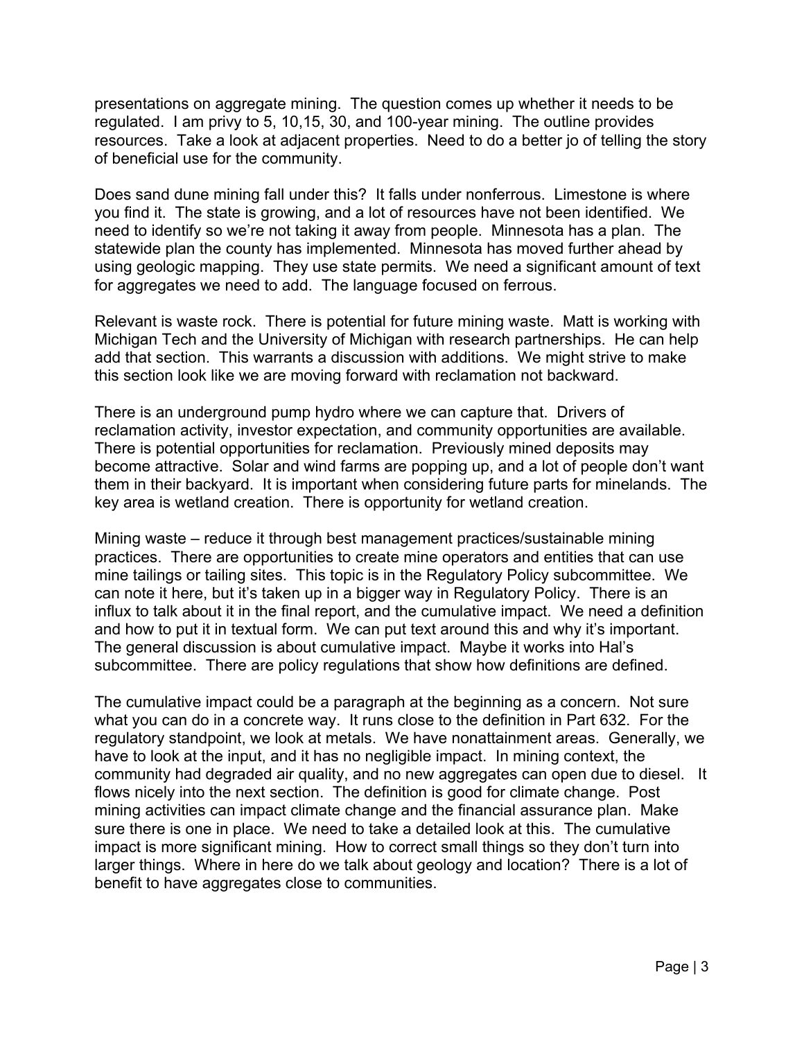presentations on aggregate mining. The question comes up whether it needs to be regulated. I am privy to 5, 10,15, 30, and 100-year mining. The outline provides resources. Take a look at adjacent properties. Need to do a better jo of telling the story of beneficial use for the community.

Does sand dune mining fall under this? It falls under nonferrous. Limestone is where you find it. The state is growing, and a lot of resources have not been identified. We need to identify so we're not taking it away from people. Minnesota has a plan. The statewide plan the county has implemented. Minnesota has moved further ahead by using geologic mapping. They use state permits. We need a significant amount of text for aggregates we need to add. The language focused on ferrous.

Relevant is waste rock. There is potential for future mining waste. Matt is working with Michigan Tech and the University of Michigan with research partnerships. He can help add that section. This warrants a discussion with additions. We might strive to make this section look like we are moving forward with reclamation not backward.

There is an underground pump hydro where we can capture that. Drivers of reclamation activity, investor expectation, and community opportunities are available. There is potential opportunities for reclamation. Previously mined deposits may become attractive. Solar and wind farms are popping up, and a lot of people don't want them in their backyard. It is important when considering future parts for minelands. The key area is wetland creation. There is opportunity for wetland creation.

Mining waste – reduce it through best management practices/sustainable mining practices. There are opportunities to create mine operators and entities that can use mine tailings or tailing sites. This topic is in the Regulatory Policy subcommittee. We can note it here, but it's taken up in a bigger way in Regulatory Policy. There is an influx to talk about it in the final report, and the cumulative impact. We need a definition and how to put it in textual form. We can put text around this and why it's important. The general discussion is about cumulative impact. Maybe it works into Hal's subcommittee. There are policy regulations that show how definitions are defined.

The cumulative impact could be a paragraph at the beginning as a concern. Not sure what you can do in a concrete way. It runs close to the definition in Part 632. For the regulatory standpoint, we look at metals. We have nonattainment areas. Generally, we have to look at the input, and it has no negligible impact. In mining context, the community had degraded air quality, and no new aggregates can open due to diesel. It flows nicely into the next section. The definition is good for climate change. Post mining activities can impact climate change and the financial assurance plan. Make sure there is one in place. We need to take a detailed look at this. The cumulative impact is more significant mining. How to correct small things so they don't turn into larger things. Where in here do we talk about geology and location? There is a lot of benefit to have aggregates close to communities.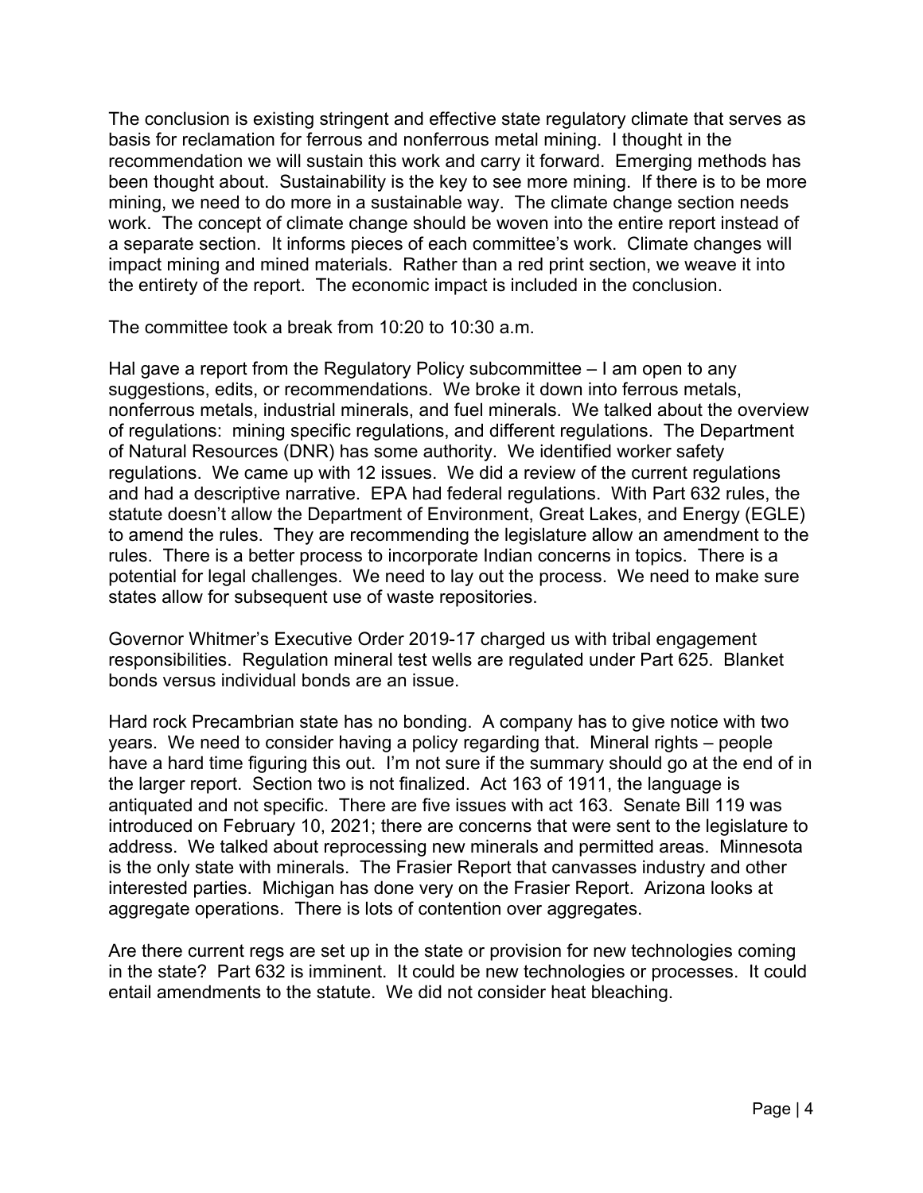The conclusion is existing stringent and effective state regulatory climate that serves as basis for reclamation for ferrous and nonferrous metal mining. I thought in the recommendation we will sustain this work and carry it forward. Emerging methods has been thought about. Sustainability is the key to see more mining. If there is to be more mining, we need to do more in a sustainable way. The climate change section needs work. The concept of climate change should be woven into the entire report instead of a separate section. It informs pieces of each committee's work. Climate changes will impact mining and mined materials. Rather than a red print section, we weave it into the entirety of the report. The economic impact is included in the conclusion.

The committee took a break from 10:20 to 10:30 a.m.

Hal gave a report from the Regulatory Policy subcommittee – I am open to any suggestions, edits, or recommendations. We broke it down into ferrous metals, nonferrous metals, industrial minerals, and fuel minerals. We talked about the overview of regulations: mining specific regulations, and different regulations. The Department of Natural Resources (DNR) has some authority. We identified worker safety regulations. We came up with 12 issues. We did a review of the current regulations and had a descriptive narrative. EPA had federal regulations. With Part 632 rules, the statute doesn't allow the Department of Environment, Great Lakes, and Energy (EGLE) to amend the rules. They are recommending the legislature allow an amendment to the rules. There is a better process to incorporate Indian concerns in topics. There is a potential for legal challenges. We need to lay out the process. We need to make sure states allow for subsequent use of waste repositories.

Governor Whitmer's Executive Order 2019-17 charged us with tribal engagement responsibilities. Regulation mineral test wells are regulated under Part 625. Blanket bonds versus individual bonds are an issue.

Hard rock Precambrian state has no bonding. A company has to give notice with two years. We need to consider having a policy regarding that. Mineral rights – people have a hard time figuring this out. I'm not sure if the summary should go at the end of in the larger report. Section two is not finalized. Act 163 of 1911, the language is antiquated and not specific. There are five issues with act 163. Senate Bill 119 was introduced on February 10, 2021; there are concerns that were sent to the legislature to address. We talked about reprocessing new minerals and permitted areas. Minnesota is the only state with minerals. The Frasier Report that canvasses industry and other interested parties. Michigan has done very on the Frasier Report. Arizona looks at aggregate operations. There is lots of contention over aggregates.

Are there current regs are set up in the state or provision for new technologies coming in the state? Part 632 is imminent. It could be new technologies or processes. It could entail amendments to the statute. We did not consider heat bleaching.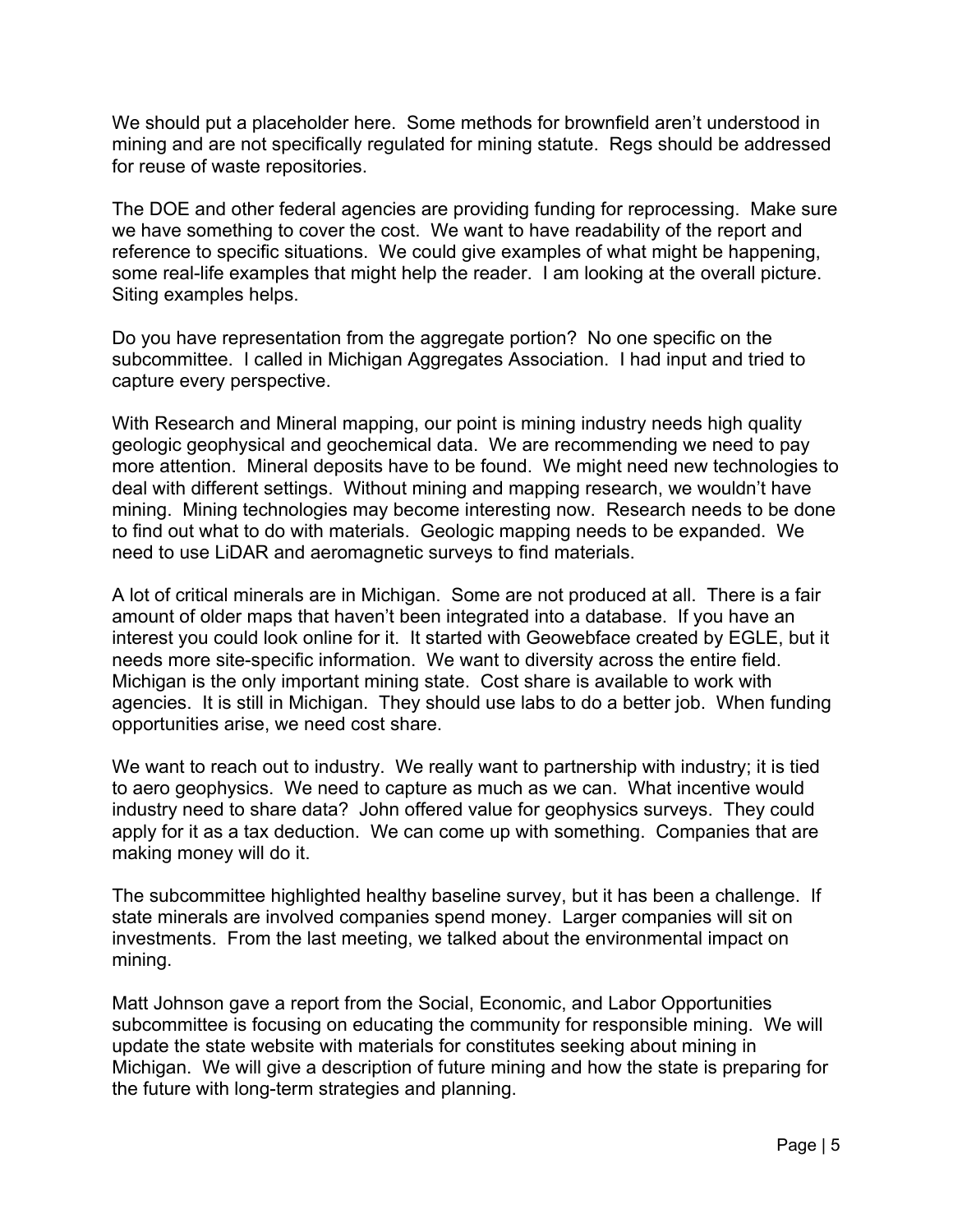We should put a placeholder here. Some methods for brownfield aren't understood in mining and are not specifically regulated for mining statute. Regs should be addressed for reuse of waste repositories.

The DOE and other federal agencies are providing funding for reprocessing. Make sure we have something to cover the cost. We want to have readability of the report and reference to specific situations. We could give examples of what might be happening, some real-life examples that might help the reader. I am looking at the overall picture. Siting examples helps.

Do you have representation from the aggregate portion? No one specific on the subcommittee. I called in Michigan Aggregates Association. I had input and tried to capture every perspective.

With Research and Mineral mapping, our point is mining industry needs high quality geologic geophysical and geochemical data. We are recommending we need to pay more attention. Mineral deposits have to be found. We might need new technologies to deal with different settings. Without mining and mapping research, we wouldn't have mining. Mining technologies may become interesting now. Research needs to be done to find out what to do with materials. Geologic mapping needs to be expanded. We need to use LiDAR and aeromagnetic surveys to find materials.

A lot of critical minerals are in Michigan. Some are not produced at all. There is a fair amount of older maps that haven't been integrated into a database. If you have an interest you could look online for it. It started with Geowebface created by EGLE, but it needs more site-specific information. We want to diversity across the entire field. Michigan is the only important mining state. Cost share is available to work with agencies. It is still in Michigan. They should use labs to do a better job. When funding opportunities arise, we need cost share.

We want to reach out to industry. We really want to partnership with industry; it is tied to aero geophysics. We need to capture as much as we can. What incentive would industry need to share data? John offered value for geophysics surveys. They could apply for it as a tax deduction. We can come up with something. Companies that are making money will do it.

The subcommittee highlighted healthy baseline survey, but it has been a challenge. If state minerals are involved companies spend money. Larger companies will sit on investments. From the last meeting, we talked about the environmental impact on mining.

Matt Johnson gave a report from the Social, Economic, and Labor Opportunities subcommittee is focusing on educating the community for responsible mining. We will update the state website with materials for constitutes seeking about mining in Michigan. We will give a description of future mining and how the state is preparing for the future with long-term strategies and planning.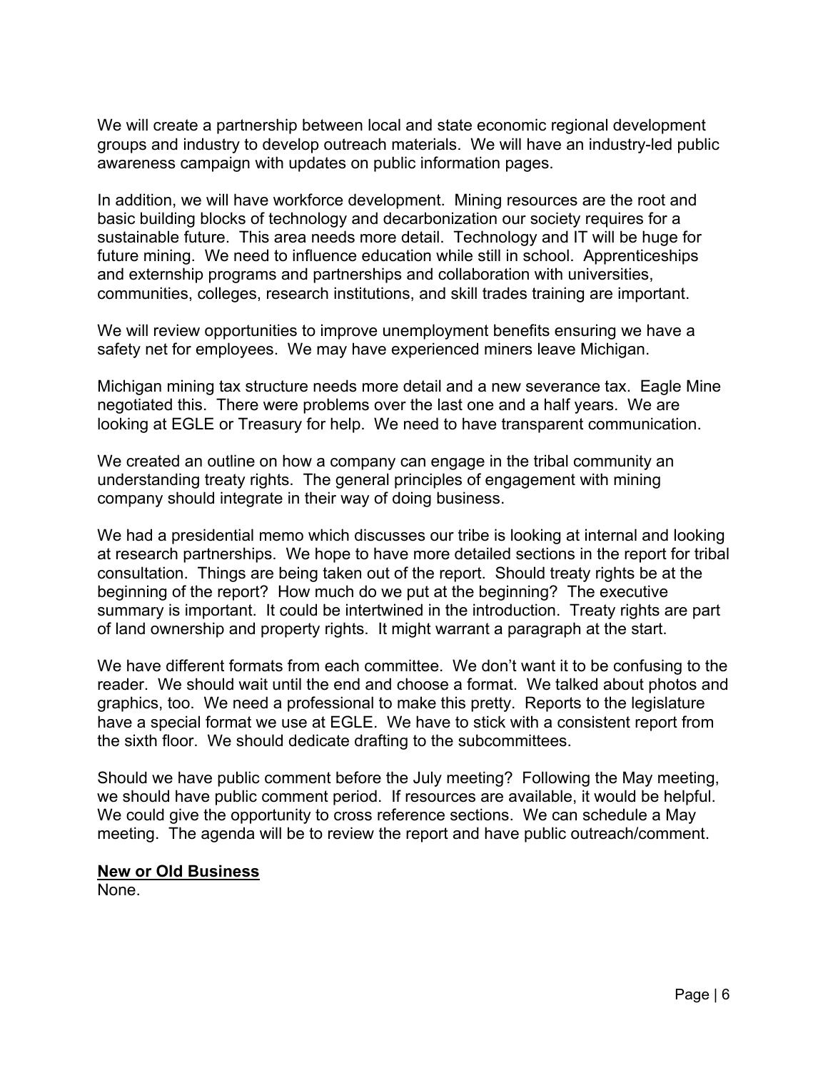We will create a partnership between local and state economic regional development groups and industry to develop outreach materials. We will have an industry-led public awareness campaign with updates on public information pages.

In addition, we will have workforce development. Mining resources are the root and basic building blocks of technology and decarbonization our society requires for a sustainable future. This area needs more detail. Technology and IT will be huge for future mining. We need to influence education while still in school. Apprenticeships and externship programs and partnerships and collaboration with universities, communities, colleges, research institutions, and skill trades training are important.

We will review opportunities to improve unemployment benefits ensuring we have a safety net for employees. We may have experienced miners leave Michigan.

Michigan mining tax structure needs more detail and a new severance tax. Eagle Mine negotiated this. There were problems over the last one and a half years. We are looking at EGLE or Treasury for help. We need to have transparent communication.

We created an outline on how a company can engage in the tribal community an understanding treaty rights. The general principles of engagement with mining company should integrate in their way of doing business.

We had a presidential memo which discusses our tribe is looking at internal and looking at research partnerships. We hope to have more detailed sections in the report for tribal consultation. Things are being taken out of the report. Should treaty rights be at the beginning of the report? How much do we put at the beginning? The executive summary is important. It could be intertwined in the introduction. Treaty rights are part of land ownership and property rights. It might warrant a paragraph at the start.

We have different formats from each committee. We don't want it to be confusing to the reader. We should wait until the end and choose a format. We talked about photos and graphics, too. We need a professional to make this pretty. Reports to the legislature have a special format we use at EGLE. We have to stick with a consistent report from the sixth floor. We should dedicate drafting to the subcommittees.

Should we have public comment before the July meeting? Following the May meeting, we should have public comment period. If resources are available, it would be helpful. We could give the opportunity to cross reference sections. We can schedule a May meeting. The agenda will be to review the report and have public outreach/comment.

**New or Old Business**

None.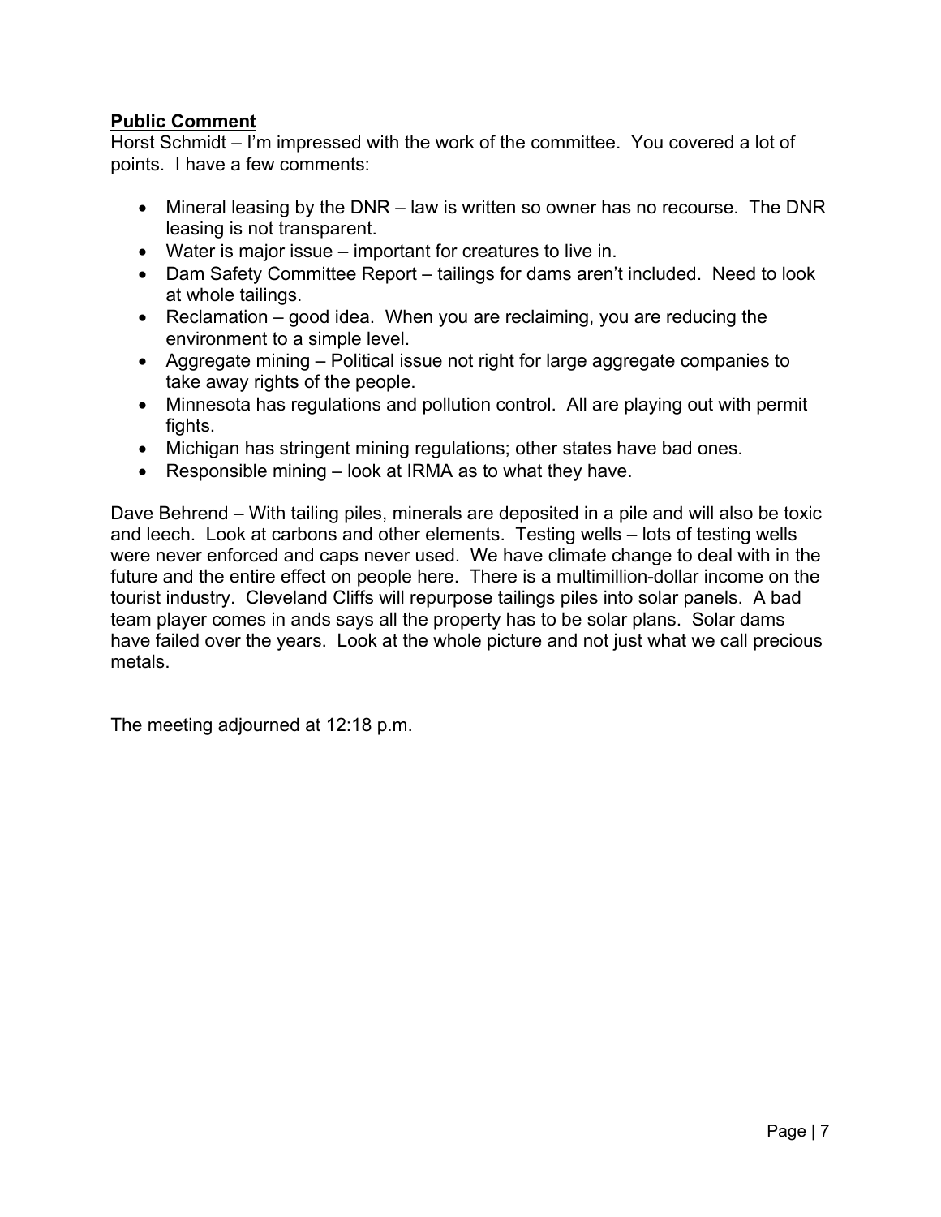**Public Comment**

Horst Schmidt – I'm impressed with the work of the committee. You covered a lot of points. I have a few comments:

- Mineral leasing by the DNR – law is written so owner has no recourse. The DNR leasing is not transparent.
- Water is major issue – important for creatures to live in.
- Dam Safety Committee Report – tailings for dams aren't included. Need to look at whole tailings.
- Reclamation – good idea. When you are reclaiming, you are reducing the environment to a simple level.
- Aggregate mining – Political issue not right for large aggregate companies to take away rights of the people.
- Minnesota has regulations and pollution control. All are playing out with permit fights.
- Michigan has stringent mining regulations; other states have bad ones.
- Responsible mining – look at IRMA as to what they have.

Dave Behrend – With tailing piles, minerals are deposited in a pile and will also be toxic and leech. Look at carbons and other elements. Testing wells – lots of testing wells were never enforced and caps never used. We have climate change to deal with in the future and the entire effect on people here. There is a multimillion-dollar income on the tourist industry. Cleveland Cliffs will repurpose tailings piles into solar panels. A bad team player comes in ands says all the property has to be solar plans. Solar dams have failed over the years. Look at the whole picture and not just what we call precious metals.

The meeting adjourned at 12:18 p.m.